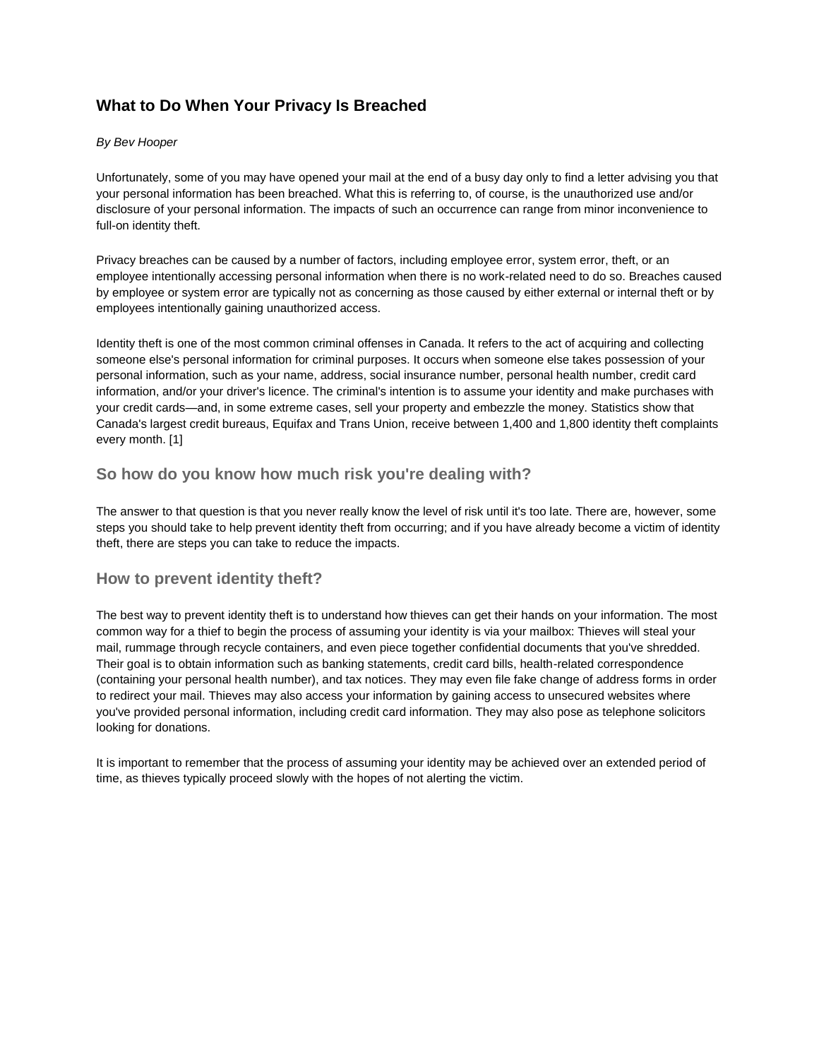# What to Do When Your Privacy Is Breached

*By Bev Hooper*

Unfortunately, some of you may have opened your mail at the end of a busy day only to find a letter advising you that your personal information has been breached. What this is referring to, of course, is the unauthorized use and/or disclosure of your personal information. The impacts of such an occurrence can range from minor inconvenience to full-on identity theft.

Privacy breaches can be caused by a number of factors, including employee error, system error, theft, or an employee intentionally accessing personal information when there is no work-related need to do so. Breaches caused by employee or system error are typically not as concerning as those caused by either external or internal theft or by employees intentionally gaining unauthorized access.

Identity theft is one of the most common criminal offenses in Canada. It refers to the act of acquiring and collecting someone else's personal information for criminal purposes. It occurs when someone else takes possession of your personal information, such as your name, address, social insurance number, personal health number, credit card information, and/or your driver's licence. The criminal's intention is to assume your identity and make purchases with your credit cards—and, in some extreme cases, sell your property and embezzle the money. Statistics show that Canada's largest credit bureaus, Equifax and Trans Union, receive between 1,400 and 1,800 identity theft complaints every month. [1]

## So how do you know how much risk you're dealing with?

The answer to that question is that you never really know the level of risk until it's too late. There are, however, some steps you should take to help prevent identity theft from occurring; and if you have already become a victim of identity theft, there are steps you can take to reduce the impacts.

## How to prevent identity theft?

The best way to prevent identity theft is to understand how thieves can get their hands on your information. The most common way for a thief to begin the process of assuming your identity is via your mailbox: Thieves will steal your mail, rummage through recycle containers, and even piece together confidential documents that you've shredded. Their goal is to obtain information such as banking statements, credit card bills, health-related correspondence (containing your personal health number), and tax notices. They may even file fake change of address forms in order to redirect your mail. Thieves may also access your information by gaining access to unsecured websites where you've provided personal information, including credit card information. They may also pose as telephone solicitors looking for donations.

It is important to remember that the process of assuming your identity may be achieved over an extended period of time, as thieves typically proceed slowly with the hopes of not alerting the victim.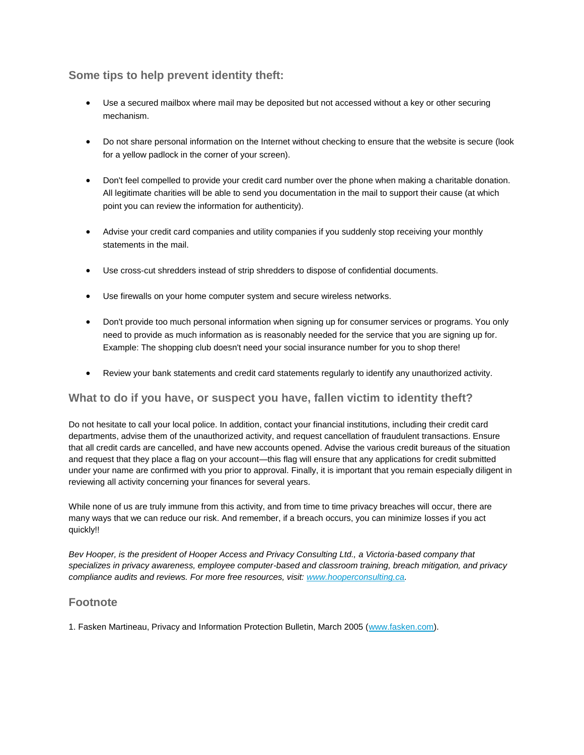## Some tips to help prevent identity theft:

- Use a secured mailbox where mail may be deposited but not accessed without a key or other securing mechanism.
- Do not share personal information on the Internet without checking to ensure that the website is secure (look for a yellow padlock in the corner of your screen).
- Don't feel compelled to provide your credit card number over the phone when making a charitable donation. All legitimate charities will be able to send you documentation in the mail to support their cause (at which point you can review the information for authenticity).
- Advise your credit card companies and utility companies if you suddenly stop receiving your monthly statements in the mail.
- Use cross-cut shredders instead of strip shredders to dispose of confidential documents.
- Use firewalls on your home computer system and secure wireless networks.
- Don't provide too much personal information when signing up for consumer services or programs. You only need to provide as much information as is reasonably needed for the service that you are signing up for. Example: The shopping club doesn't need your social insurance number for you to shop there!
- Review your bank statements and credit card statements regularly to identify any unauthorized activity.

## What to do if you have, or suspect you have, fallen victim to identity theft?

Do not hesitate to call your local police. In addition, contact your financial institutions, including their credit card departments, advise them of the unauthorized activity, and request cancellation of fraudulent transactions. Ensure that all credit cards are cancelled, and have new accounts opened. Advise the various credit bureaus of the situation and request that they place a flag on your account—this flag will ensure that any applications for credit submitted under your name are confirmed with you prior to approval. Finally, it is important that you remain especially diligent in reviewing all activity concerning your finances for several years.

While none of us are truly immune from this activity, and from time to time privacy breaches will occur, there are many ways that we can reduce our risk. And remember, if a breach occurs, you can minimize losses if you act quickly!!

*Bev Hooper, is the president of Hooper Access and Privacy Consulting Ltd., a Victoria-based company that specializes in privacy awareness, employee computer-based and classroom training, breach mitigation, and privacy compliance audits and reviews. For more free resources, visit: [www.hooperconsulting.ca](http://www.hooperconsulting.ca).*

## Footnote

1. Fasken Martineau, Privacy and Information Protection Bulletin, March 2005 ([www.fasken.com](http://www.fasken.com)).